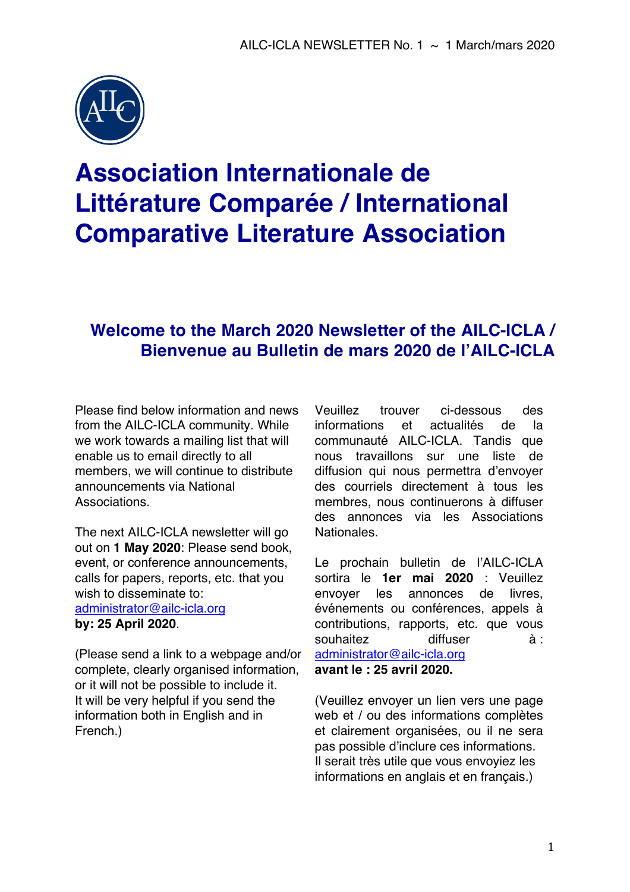# Association Internationale de Littérature Comparée / International Comparative Literature Association

## Welcome to the March 2020 Newsletter of the AILC-ICLA / Bienvenue au Bulletin de mars 2020 de l'AILC-ICLA

Please find below information and news from the AILC-ICLA community. While we work towards a mailing list that will enable us to email directly to all members, we will continue to distribute announcements via National Associations.

The next AILC-ICLA newsletter will go out on **1 May 2020**: Please send book, event, or conference announcements, calls for papers, reports, etc. that you wish to disseminate to:
administrator@ailc-icla.org
**by: 25 April 2020**.

(Please send a link to a webpage and/or complete, clearly organised information, or it will not be possible to include it. It will be very helpful if you send the information both in English and in French.)

Veuillez trouver ci-dessous des informations et actualités de la communauté AILC-ICLA. Tandis que nous travaillons sur une liste de diffusion qui nous permettra d'envoyer des courriels directement à tous les membres, nous continuerons à diffuser des annonces via les Associations Nationales.

Le prochain bulletin de l'AILC-ICLA sortira le **1er mai 2020** : Veuillez envoyer les annonces de livres, événements ou conférences, appels à contributions, rapports, etc. que vous souhaitez diffuser à :
administrator@ailc-icla.org
**avant le : 25 avril 2020.**

(Veuillez envoyer un lien vers une page web et / ou des informations complètes et clairement organisées, ou il ne sera pas possible d'inclure ces informations. Il serait très utile que vous envoyiez les informations en anglais et en français.)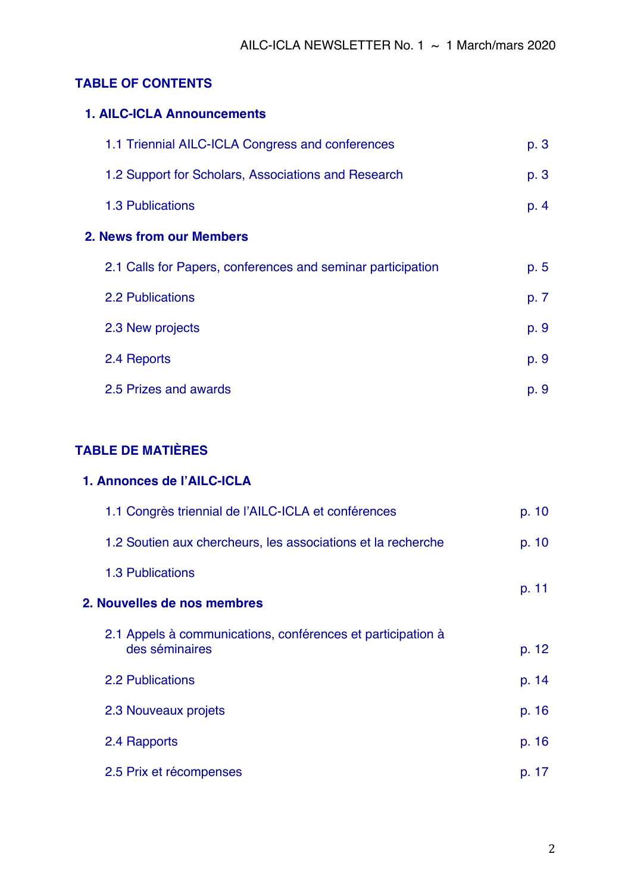## TABLE OF CONTENTS

### 1. AILC-ICLA Announcements

| | |
|---|---|
| 1.1 Triennial AILC-ICLA Congress and conferences | p. 3 |
| 1.2 Support for Scholars, Associations and Research | p. 3 |
| 1.3 Publications | p. 4 |

### 2. News from our Members

| | |
|---|---|
| 2.1 Calls for Papers, conferences and seminar participation | p. 5 |
| 2.2 Publications | p. 7 |
| 2.3 New projects | p. 9 |
| 2.4 Reports | p. 9 |
| 2.5 Prizes and awards | p. 9 |

## TABLE DE MATIÈRES

### 1. Annonces de l'AILC-ICLA

| | |
|---|---|
| 1.1 Congrès triennial de l'AILC-ICLA et conférences | p. 10 |
| 1.2 Soutien aux chercheurs, les associations et la recherche | p. 10 |
| 1.3 Publications | p. 11 |

### 2. Nouvelles de nos membres

| | |
|---|---|
| 2.1 Appels à communications, conférences et participation à des séminaires | p. 12 |
| 2.2 Publications | p. 14 |
| 2.3 Nouveaux projets | p. 16 |
| 2.4 Rapports | p. 16 |
| 2.5 Prix et récompenses | p. 17 |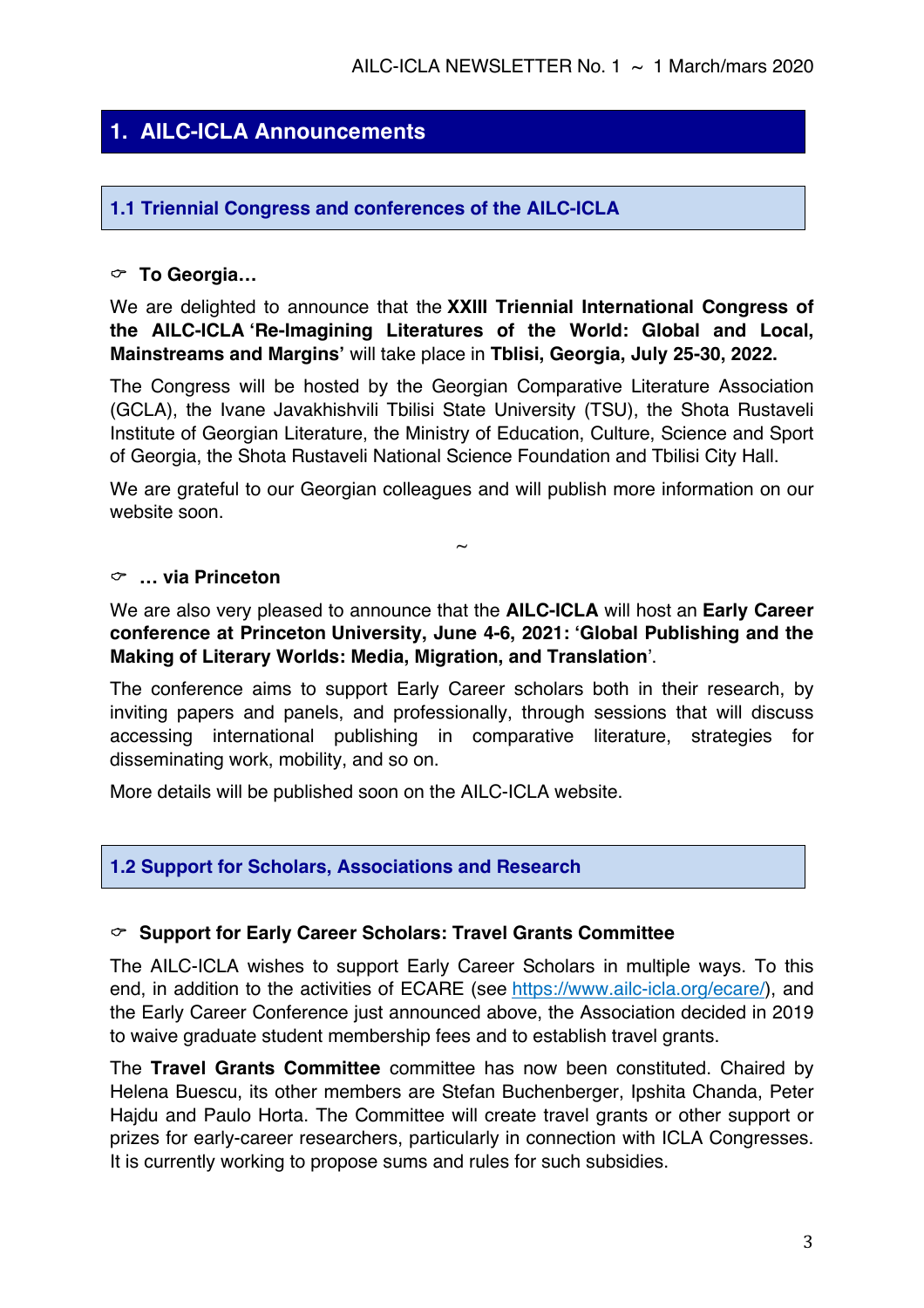## 1. AILC-ICLA Announcements

### 1.1 Triennial Congress and conferences of the AILC-ICLA

☞ **To Georgia…**

We are delighted to announce that the **XXIII Triennial International Congress of the AILC-ICLA 'Re-Imagining Literatures of the World: Global and Local, Mainstreams and Margins'** will take place in **Tblisi, Georgia, July 25-30, 2022.**

The Congress will be hosted by the Georgian Comparative Literature Association (GCLA), the Ivane Javakhishvili Tbilisi State University (TSU), the Shota Rustaveli Institute of Georgian Literature, the Ministry of Education, Culture, Science and Sport of Georgia, the Shota Rustaveli National Science Foundation and Tbilisi City Hall.

We are grateful to our Georgian colleagues and will publish more information on our website soon.

~

☞ **… via Princeton**

We are also very pleased to announce that the **AILC-ICLA** will host an **Early Career conference at Princeton University, June 4-6, 2021: 'Global Publishing and the Making of Literary Worlds: Media, Migration, and Translation**'.

The conference aims to support Early Career scholars both in their research, by inviting papers and panels, and professionally, through sessions that will discuss accessing international publishing in comparative literature, strategies for disseminating work, mobility, and so on.

More details will be published soon on the AILC-ICLA website.

### 1.2 Support for Scholars, Associations and Research

☞ **Support for Early Career Scholars: Travel Grants Committee**

The AILC-ICLA wishes to support Early Career Scholars in multiple ways. To this end, in addition to the activities of ECARE (see https://www.ailc-icla.org/ecare/), and the Early Career Conference just announced above, the Association decided in 2019 to waive graduate student membership fees and to establish travel grants.

The **Travel Grants Committee** committee has now been constituted. Chaired by Helena Buescu, its other members are Stefan Buchenberger, Ipshita Chanda, Peter Hajdu and Paulo Horta. The Committee will create travel grants or other support or prizes for early-career researchers, particularly in connection with ICLA Congresses. It is currently working to propose sums and rules for such subsidies.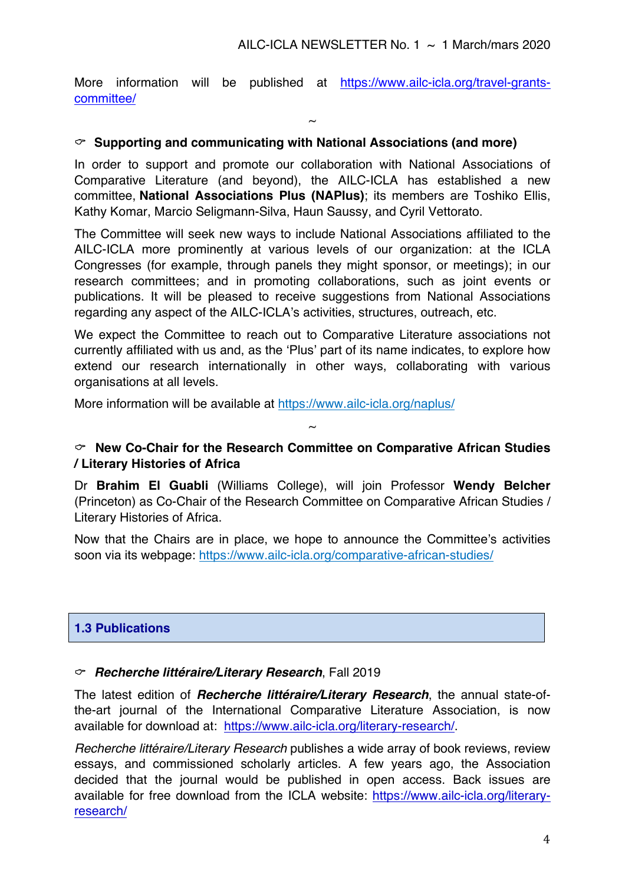More information will be published at https://www.ailc-icla.org/travel-grants-committee/

~

☞ **Supporting and communicating with National Associations (and more)**

In order to support and promote our collaboration with National Associations of Comparative Literature (and beyond), the AILC-ICLA has established a new committee, **National Associations Plus (NAPlus)**; its members are Toshiko Ellis, Kathy Komar, Marcio Seligmann-Silva, Haun Saussy, and Cyril Vettorato.

The Committee will seek new ways to include National Associations affiliated to the AILC-ICLA more prominently at various levels of our organization: at the ICLA Congresses (for example, through panels they might sponsor, or meetings); in our research committees; and in promoting collaborations, such as joint events or publications. It will be pleased to receive suggestions from National Associations regarding any aspect of the AILC-ICLA's activities, structures, outreach, etc.

We expect the Committee to reach out to Comparative Literature associations not currently affiliated with us and, as the 'Plus' part of its name indicates, to explore how extend our research internationally in other ways, collaborating with various organisations at all levels.

More information will be available at https://www.ailc-icla.org/naplus/

~

☞ **New Co-Chair for the Research Committee on Comparative African Studies / Literary Histories of Africa**

Dr **Brahim El Guabli** (Williams College), will join Professor **Wendy Belcher** (Princeton) as Co-Chair of the Research Committee on Comparative African Studies / Literary Histories of Africa.

Now that the Chairs are in place, we hope to announce the Committee's activities soon via its webpage: https://www.ailc-icla.org/comparative-african-studies/

## 1.3 Publications

☞ ***Recherche littéraire/Literary Research***, Fall 2019

The latest edition of ***Recherche littéraire/Literary Research***, the annual state-of-the-art journal of the International Comparative Literature Association, is now available for download at: https://www.ailc-icla.org/literary-research/.

*Recherche littéraire/Literary Research* publishes a wide array of book reviews, review essays, and commissioned scholarly articles. A few years ago, the Association decided that the journal would be published in open access. Back issues are available for free download from the ICLA website: https://www.ailc-icla.org/literary-research/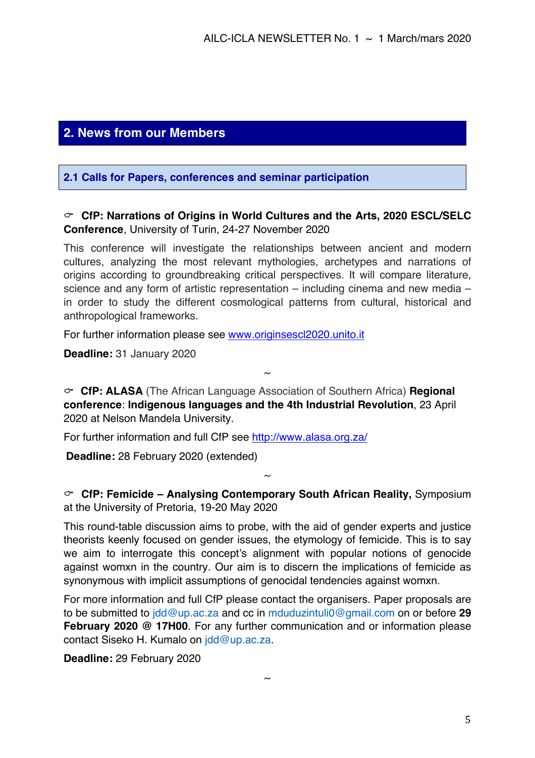## 2. News from our Members

### 2.1 Calls for Papers, conferences and seminar participation

☞ **CfP: Narrations of Origins in World Cultures and the Arts, 2020 ESCL/SELC Conference**, University of Turin, 24-27 November 2020

This conference will investigate the relationships between ancient and modern cultures, analyzing the most relevant mythologies, archetypes and narrations of origins according to groundbreaking critical perspectives. It will compare literature, science and any form of artistic representation – including cinema and new media – in order to study the different cosmological patterns from cultural, historical and anthropological frameworks.

For further information please see www.originsescl2020.unito.it

**Deadline:** 31 January 2020

~

☞ **CfP: ALASA** (The African Language Association of Southern Africa) **Regional conference**: **Indigenous languages and the 4th Industrial Revolution**, 23 April 2020 at Nelson Mandela University.

For further information and full CfP see http://www.alasa.org.za/

**Deadline:** 28 February 2020 (extended)

~

☞ **CfP: Femicide – Analysing Contemporary South African Reality,** Symposium at the University of Pretoria, 19-20 May 2020

This round-table discussion aims to probe, with the aid of gender experts and justice theorists keenly focused on gender issues, the etymology of femicide. This is to say we aim to interrogate this concept's alignment with popular notions of genocide against womxn in the country. Our aim is to discern the implications of femicide as synonymous with implicit assumptions of genocidal tendencies against womxn.

For more information and full CfP please contact the organisers. Paper proposals are to be submitted to jdd@up.ac.za and cc in mduduzintuli0@gmail.com on or before **29 February 2020 @ 17H00**. For any further communication and or information please contact Siseko H. Kumalo on jdd@up.ac.za.

**Deadline:** 29 February 2020

~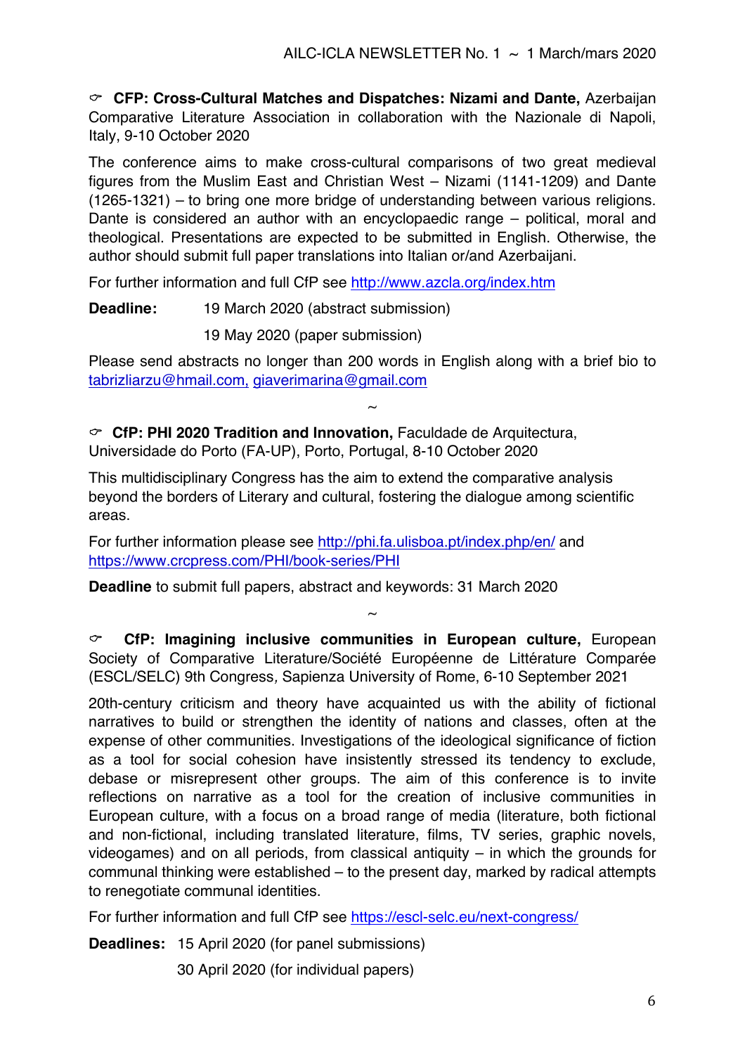☞ **CFP: Cross-Cultural Matches and Dispatches: Nizami and Dante,** Azerbaijan Comparative Literature Association in collaboration with the Nazionale di Napoli, Italy, 9-10 October 2020

The conference aims to make cross-cultural comparisons of two great medieval figures from the Muslim East and Christian West – Nizami (1141-1209) and Dante (1265-1321) – to bring one more bridge of understanding between various religions. Dante is considered an author with an encyclopaedic range – political, moral and theological. Presentations are expected to be submitted in English. Otherwise, the author should submit full paper translations into Italian or/and Azerbaijani.

For further information and full CfP see http://www.azcla.org/index.htm

**Deadline:** 19 March 2020 (abstract submission)

19 May 2020 (paper submission)

Please send abstracts no longer than 200 words in English along with a brief bio to tabrizliarzu@hmail.com, giaverimarina@gmail.com

~

☞ **CfP: PHI 2020 Tradition and Innovation,** Faculdade de Arquitectura, Universidade do Porto (FA-UP), Porto, Portugal, 8-10 October 2020

This multidisciplinary Congress has the aim to extend the comparative analysis beyond the borders of Literary and cultural, fostering the dialogue among scientific areas.

For further information please see http://phi.fa.ulisboa.pt/index.php/en/ and https://www.crcpress.com/PHI/book-series/PHI

**Deadline** to submit full papers, abstract and keywords: 31 March 2020

~

☞ **CfP: Imagining inclusive communities in European culture,** European Society of Comparative Literature/Société Européenne de Littérature Comparée (ESCL/SELC) 9th Congress*,* Sapienza University of Rome, 6-10 September 2021

20th-century criticism and theory have acquainted us with the ability of fictional narratives to build or strengthen the identity of nations and classes, often at the expense of other communities. Investigations of the ideological significance of fiction as a tool for social cohesion have insistently stressed its tendency to exclude, debase or misrepresent other groups. The aim of this conference is to invite reflections on narrative as a tool for the creation of inclusive communities in European culture, with a focus on a broad range of media (literature, both fictional and non-fictional, including translated literature, films, TV series, graphic novels, videogames) and on all periods, from classical antiquity – in which the grounds for communal thinking were established – to the present day, marked by radical attempts to renegotiate communal identities.

For further information and full CfP see https://escl-selc.eu/next-congress/

**Deadlines:** 15 April 2020 (for panel submissions)

30 April 2020 (for individual papers)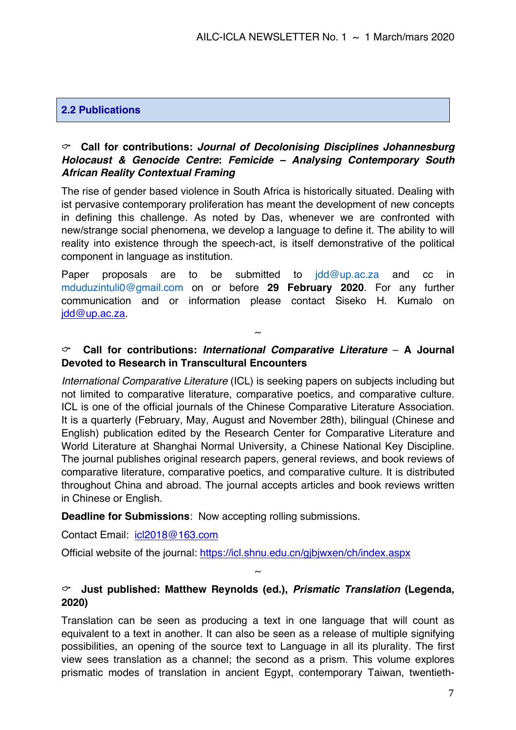## 2.2 Publications

☞ **Call for contributions: *Journal of Decolonising Disciplines Johannesburg Holocaust & Genocide Centre*: *Femicide – Analysing Contemporary South African Reality Contextual Framing***

The rise of gender based violence in South Africa is historically situated. Dealing with ist pervasive contemporary proliferation has meant the development of new concepts in defining this challenge. As noted by Das, whenever we are confronted with new/strange social phenomena, we develop a language to define it. The ability to will reality into existence through the speech-act, is itself demonstrative of the political component in language as institution.

Paper proposals are to be submitted to jdd@up.ac.za and cc in mduduzintuli0@gmail.com on or before **29 February 2020**. For any further communication and or information please contact Siseko H. Kumalo on jdd@up.ac.za.

~

☞ **Call for contributions: *International Comparative Literature* – A Journal Devoted to Research in Transcultural Encounters**

*International Comparative Literature* (ICL) is seeking papers on subjects including but not limited to comparative literature, comparative poetics, and comparative culture. ICL is one of the official journals of the Chinese Comparative Literature Association. It is a quarterly (February, May, August and November 28th), bilingual (Chinese and English) publication edited by the Research Center for Comparative Literature and World Literature at Shanghai Normal University, a Chinese National Key Discipline. The journal publishes original research papers, general reviews, and book reviews of comparative literature, comparative poetics, and comparative culture. It is distributed throughout China and abroad. The journal accepts articles and book reviews written in Chinese or English.

**Deadline for Submissions**: Now accepting rolling submissions.

Contact Email: icl2018@163.com

Official website of the journal: https://icl.shnu.edu.cn/gjbjwxen/ch/index.aspx

~

☞ **Just published: Matthew Reynolds (ed.), *Prismatic Translation* (Legenda, 2020)**

Translation can be seen as producing a text in one language that will count as equivalent to a text in another. It can also be seen as a release of multiple signifying possibilities, an opening of the source text to Language in all its plurality. The first view sees translation as a channel; the second as a prism. This volume explores prismatic modes of translation in ancient Egypt, contemporary Taiwan, twentieth-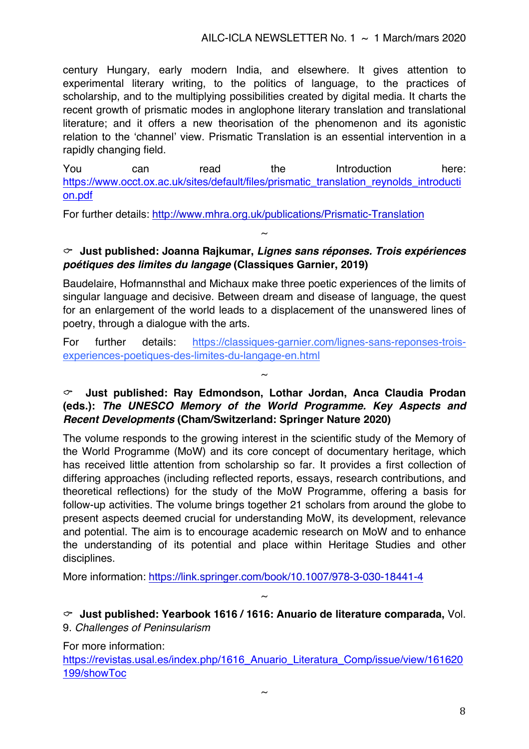century Hungary, early modern India, and elsewhere. It gives attention to experimental literary writing, to the politics of language, to the practices of scholarship, and to the multiplying possibilities created by digital media. It charts the recent growth of prismatic modes in anglophone literary translation and translational literature; and it offers a new theorisation of the phenomenon and its agonistic relation to the 'channel' view. Prismatic Translation is an essential intervention in a rapidly changing field.

You can read the Introduction here: https://www.occt.ox.ac.uk/sites/default/files/prismatic_translation_reynolds_introduction.pdf

For further details: http://www.mhra.org.uk/publications/Prismatic-Translation

~

☞ **Just published: Joanna Rajkumar, *Lignes sans réponses. Trois expériences poétiques des limites du langage* (Classiques Garnier, 2019)**

Baudelaire, Hofmannsthal and Michaux make three poetic experiences of the limits of singular language and decisive. Between dream and disease of language, the quest for an enlargement of the world leads to a displacement of the unanswered lines of poetry, through a dialogue with the arts.

For further details: https://classiques-garnier.com/lignes-sans-reponses-trois-experiences-poetiques-des-limites-du-langage-en.html

~

☞ **Just published: Ray Edmondson, Lothar Jordan, Anca Claudia Prodan (eds.): *The UNESCO Memory of the World Programme. Key Aspects and Recent Developments* (Cham/Switzerland: Springer Nature 2020)**

The volume responds to the growing interest in the scientific study of the Memory of the World Programme (MoW) and its core concept of documentary heritage, which has received little attention from scholarship so far. It provides a first collection of differing approaches (including reflected reports, essays, research contributions, and theoretical reflections) for the study of the MoW Programme, offering a basis for follow-up activities. The volume brings together 21 scholars from around the globe to present aspects deemed crucial for understanding MoW, its development, relevance and potential. The aim is to encourage academic research on MoW and to enhance the understanding of its potential and place within Heritage Studies and other disciplines.

More information: https://link.springer.com/book/10.1007/978-3-030-18441-4

~

☞ **Just published: Yearbook 1616 / 1616: Anuario de literature comparada,** Vol. 9. *Challenges of Peninsularism*

For more information:
https://revistas.usal.es/index.php/1616_Anuario_Literatura_Comp/issue/view/161620199/showToc

~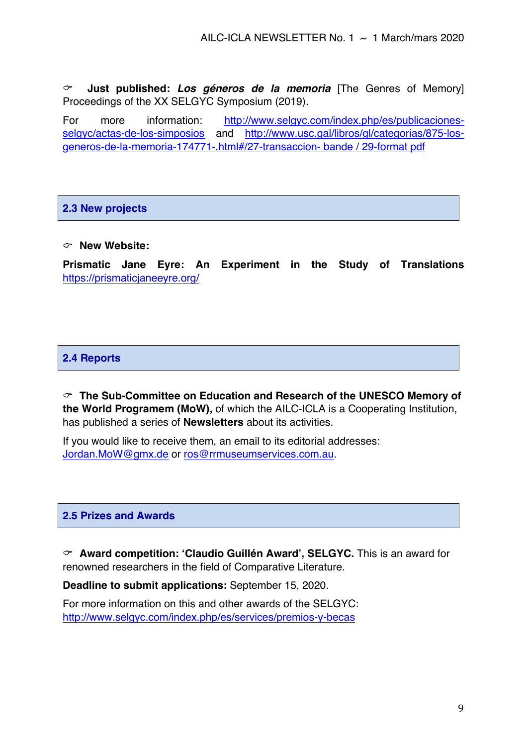☞ **Just published:** ***Los géneros de la memoria*** [The Genres of Memory] Proceedings of the XX SELGYC Symposium (2019).

For more information: http://www.selgyc.com/index.php/es/publicaciones-selgyc/actas-de-los-simposios and http://www.usc.gal/libros/gl/categorias/875-los-generos-de-la-memoria-174771-.html#/27-transaccion- bande / 29-format pdf

## 2.3 New projects

☞ **New Website:**

**Prismatic Jane Eyre: An Experiment in the Study of Translations** https://prismaticjaneeyre.org/

## 2.4 Reports

☞ **The Sub-Committee on Education and Research of the UNESCO Memory of the World Programem (MoW),** of which the AILC-ICLA is a Cooperating Institution, has published a series of **Newsletters** about its activities.

If you would like to receive them, an email to its editorial addresses: Jordan.MoW@gmx.de or ros@rrmuseumservices.com.au.

## 2.5 Prizes and Awards

☞ **Award competition: 'Claudio Guillén Award', SELGYC.** This is an award for renowned researchers in the field of Comparative Literature.

**Deadline to submit applications:** September 15, 2020.

For more information on this and other awards of the SELGYC: http://www.selgyc.com/index.php/es/services/premios-y-becas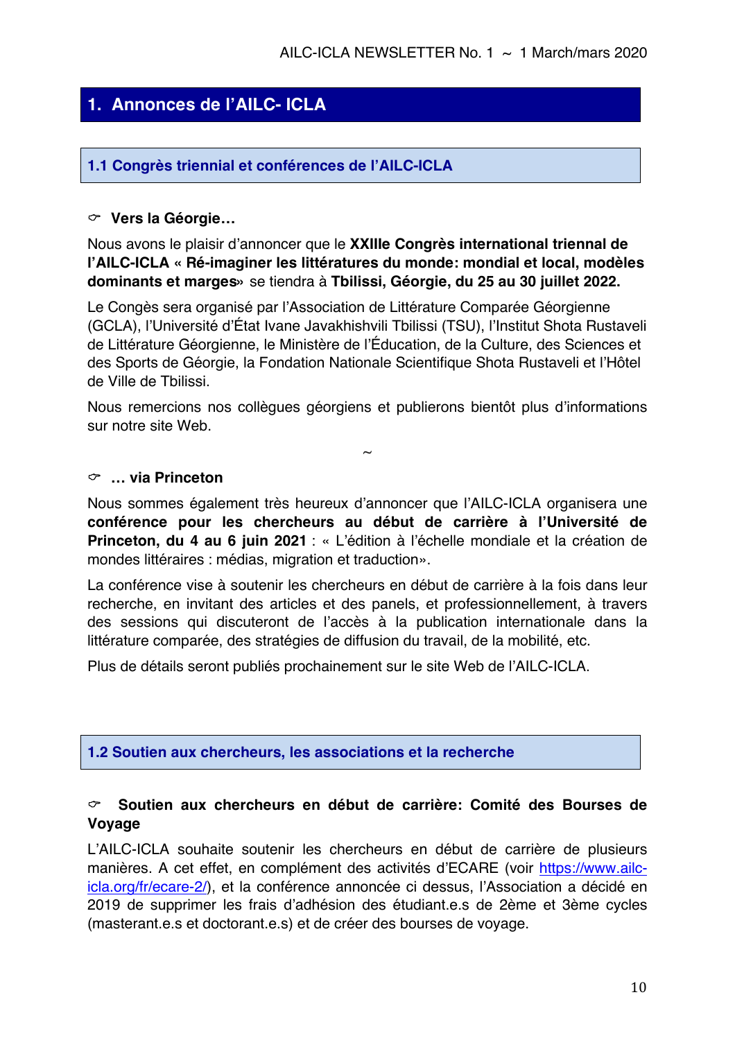# 1. Annonces de l'AILC- ICLA

## 1.1 Congrès triennial et conférences de l'AILC-ICLA

### ☞ Vers la Géorgie…

Nous avons le plaisir d'annoncer que le **XXIIIe Congrès international triennal de l'AILC-ICLA « Ré-imaginer les littératures du monde: mondial et local, modèles dominants et marges»** se tiendra à **Tbilissi, Géorgie, du 25 au 30 juillet 2022.**

Le Congès sera organisé par l'Association de Littérature Comparée Géorgienne (GCLA), l'Université d'État Ivane Javakhishvili Tbilissi (TSU), l'Institut Shota Rustaveli de Littérature Géorgienne, le Ministère de l'Éducation, de la Culture, des Sciences et des Sports de Géorgie, la Fondation Nationale Scientifique Shota Rustaveli et l'Hôtel de Ville de Tbilissi.

Nous remercions nos collègues géorgiens et publierons bientôt plus d'informations sur notre site Web.

~

### ☞ … via Princeton

Nous sommes également très heureux d'annoncer que l'AILC-ICLA organisera une **conférence pour les chercheurs au début de carrière à l'Université de Princeton, du 4 au 6 juin 2021** : « L'édition à l'échelle mondiale et la création de mondes littéraires : médias, migration et traduction».

La conférence vise à soutenir les chercheurs en début de carrière à la fois dans leur recherche, en invitant des articles et des panels, et professionnellement, à travers des sessions qui discuteront de l'accès à la publication internationale dans la littérature comparée, des stratégies de diffusion du travail, de la mobilité, etc.

Plus de détails seront publiés prochainement sur le site Web de l'AILC-ICLA.

## 1.2 Soutien aux chercheurs, les associations et la recherche

### ☞ Soutien aux chercheurs en début de carrière: Comité des Bourses de Voyage

L'AILC-ICLA souhaite soutenir les chercheurs en début de carrière de plusieurs manières. A cet effet, en complément des activités d'ECARE (voir https://www.ailc-icla.org/fr/ecare-2/), et la conférence annoncée ci dessus, l'Association a décidé en 2019 de supprimer les frais d'adhésion des étudiant.e.s de 2ème et 3ème cycles (masterant.e.s et doctorant.e.s) et de créer des bourses de voyage.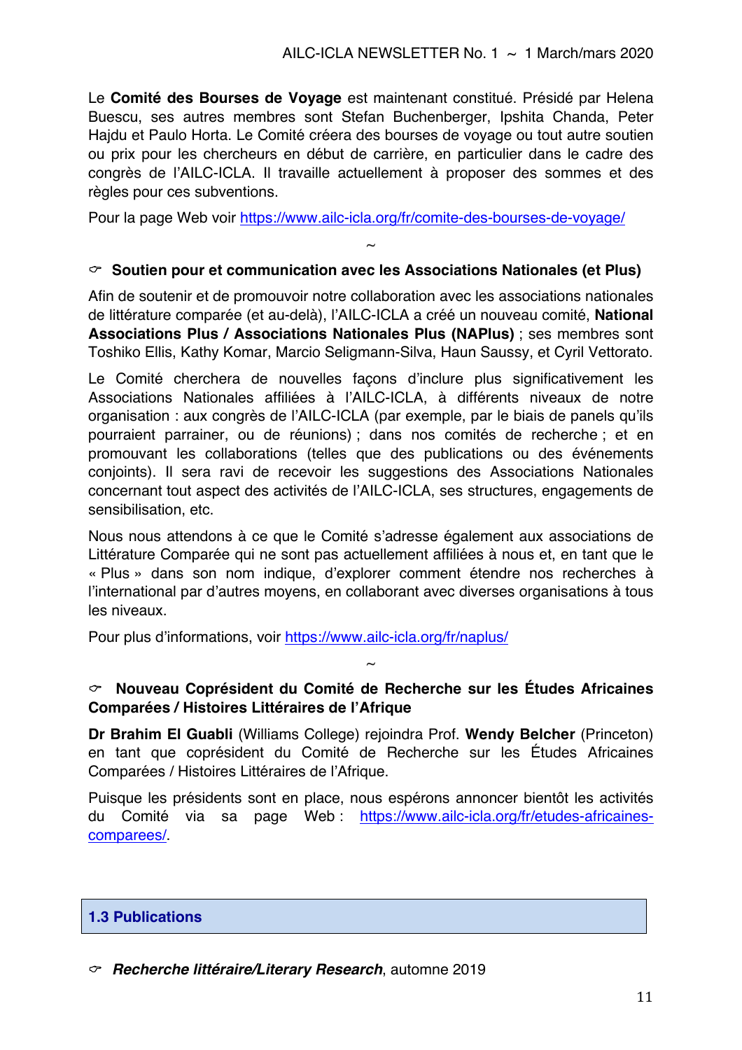Le **Comité des Bourses de Voyage** est maintenant constitué. Présidé par Helena Buescu, ses autres membres sont Stefan Buchenberger, Ipshita Chanda, Peter Hajdu et Paulo Horta. Le Comité créera des bourses de voyage ou tout autre soutien ou prix pour les chercheurs en début de carrière, en particulier dans le cadre des congrès de l'AILC-ICLA. Il travaille actuellement à proposer des sommes et des règles pour ces subventions.

Pour la page Web voir https://www.ailc-icla.org/fr/comite-des-bourses-de-voyage/

~

### ☞ Soutien pour et communication avec les Associations Nationales (et Plus)

Afin de soutenir et de promouvoir notre collaboration avec les associations nationales de littérature comparée (et au-delà), l'AILC-ICLA a créé un nouveau comité, **National Associations Plus / Associations Nationales Plus (NAPlus)** ; ses membres sont Toshiko Ellis, Kathy Komar, Marcio Seligmann-Silva, Haun Saussy, et Cyril Vettorato.

Le Comité cherchera de nouvelles façons d'inclure plus significativement les Associations Nationales affiliées à l'AILC-ICLA, à différents niveaux de notre organisation : aux congrès de l'AILC-ICLA (par exemple, par le biais de panels qu'ils pourraient parrainer, ou de réunions) ; dans nos comités de recherche ; et en promouvant les collaborations (telles que des publications ou des événements conjoints). Il sera ravi de recevoir les suggestions des Associations Nationales concernant tout aspect des activités de l'AILC-ICLA, ses structures, engagements de sensibilisation, etc.

Nous nous attendons à ce que le Comité s'adresse également aux associations de Littérature Comparée qui ne sont pas actuellement affiliées à nous et, en tant que le « Plus » dans son nom indique, d'explorer comment étendre nos recherches à l'international par d'autres moyens, en collaborant avec diverses organisations à tous les niveaux.

Pour plus d'informations, voir https://www.ailc-icla.org/fr/naplus/

~

### ☞ Nouveau Coprésident du Comité de Recherche sur les Études Africaines Comparées / Histoires Littéraires de l'Afrique

**Dr Brahim El Guabli** (Williams College) rejoindra Prof. **Wendy Belcher** (Princeton) en tant que coprésident du Comité de Recherche sur les Études Africaines Comparées / Histoires Littéraires de l'Afrique.

Puisque les présidents sont en place, nous espérons annoncer bientôt les activités du Comité via sa page Web : https://www.ailc-icla.org/fr/etudes-africaines-comparees/.

## 1.3 Publications

### ☞ *Recherche littéraire/Literary Research*, automne 2019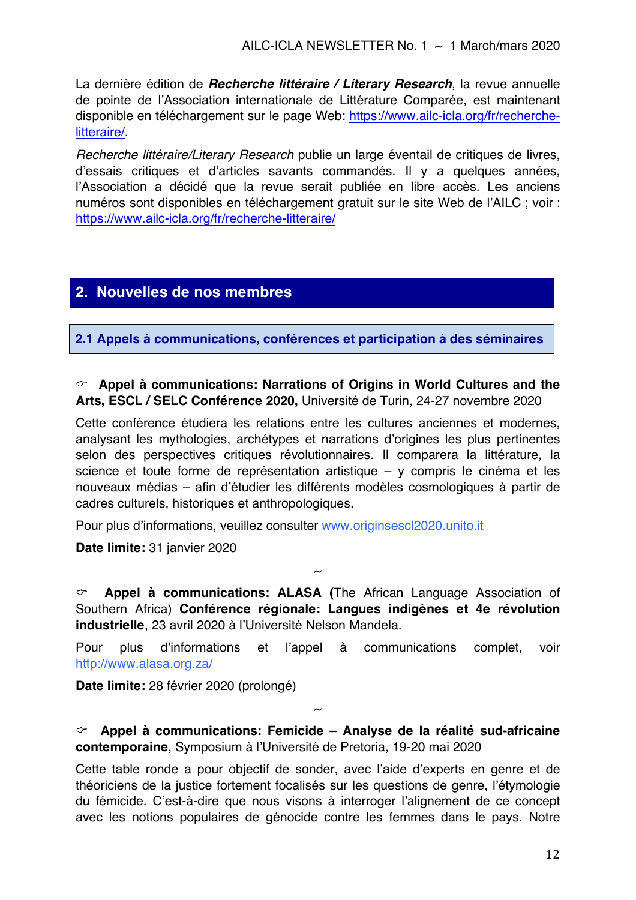La dernière édition de ***Recherche littéraire / Literary Research***, la revue annuelle de pointe de l'Association internationale de Littérature Comparée, est maintenant disponible en téléchargement sur le page Web: https://www.ailc-icla.org/fr/recherche-litteraire/.

*Recherche littéraire/Literary Research* publie un large éventail de critiques de livres, d'essais critiques et d'articles savants commandés. Il y a quelques années, l'Association a décidé que la revue serait publiée en libre accès. Les anciens numéros sont disponibles en téléchargement gratuit sur le site Web de l'AILC ; voir : https://www.ailc-icla.org/fr/recherche-litteraire/

## 2. Nouvelles de nos membres

### 2.1 Appels à communications, conférences et participation à des séminaires

☞ **Appel à communications: Narrations of Origins in World Cultures and the Arts, ESCL / SELC Conférence 2020,** Université de Turin, 24-27 novembre 2020

Cette conférence étudiera les relations entre les cultures anciennes et modernes, analysant les mythologies, archétypes et narrations d'origines les plus pertinentes selon des perspectives critiques révolutionnaires. Il comparera la littérature, la science et toute forme de représentation artistique – y compris le cinéma et les nouveaux médias – afin d'étudier les différents modèles cosmologiques à partir de cadres culturels, historiques et anthropologiques.

Pour plus d'informations, veuillez consulter www.originsescl2020.unito.it

**Date limite:** 31 janvier 2020

~

☞ **Appel à communications: ALASA (**The African Language Association of Southern Africa) **Conférence régionale: Langues indigènes et 4e révolution industrielle**, 23 avril 2020 à l'Université Nelson Mandela.

Pour plus d'informations et l'appel à communications complet, voir http://www.alasa.org.za/

**Date limite:** 28 février 2020 (prolongé)

~

☞ **Appel à communications: Femicide – Analyse de la réalité sud-africaine contemporaine**, Symposium à l'Université de Pretoria, 19-20 mai 2020

Cette table ronde a pour objectif de sonder, avec l'aide d'experts en genre et de théoriciens de la justice fortement focalisés sur les questions de genre, l'étymologie du fémicide. C'est-à-dire que nous visons à interroger l'alignement de ce concept avec les notions populaires de génocide contre les femmes dans le pays. Notre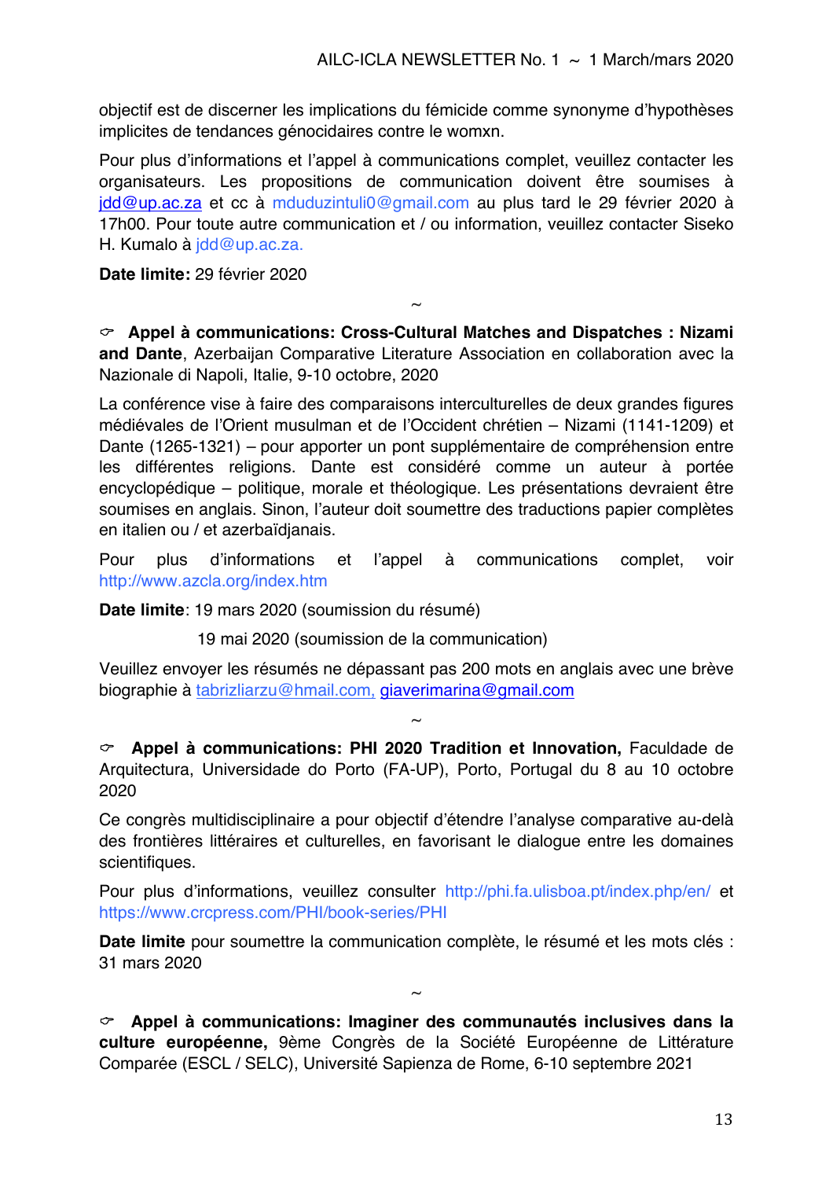objectif est de discerner les implications du fémicide comme synonyme d'hypothèses implicites de tendances génocidaires contre le womxn.

Pour plus d'informations et l'appel à communications complet, veuillez contacter les organisateurs. Les propositions de communication doivent être soumises à jdd@up.ac.za et cc à mduduzintuli0@gmail.com au plus tard le 29 février 2020 à 17h00. Pour toute autre communication et / ou information, veuillez contacter Siseko H. Kumalo à jdd@up.ac.za.

**Date limite:** 29 février 2020

~

☞ **Appel à communications: Cross-Cultural Matches and Dispatches : Nizami and Dante**, Azerbaijan Comparative Literature Association en collaboration avec la Nazionale di Napoli, Italie, 9-10 octobre, 2020

La conférence vise à faire des comparaisons interculturelles de deux grandes figures médiévales de l'Orient musulman et de l'Occident chrétien – Nizami (1141-1209) et Dante (1265-1321) – pour apporter un pont supplémentaire de compréhension entre les différentes religions. Dante est considéré comme un auteur à portée encyclopédique – politique, morale et théologique. Les présentations devraient être soumises en anglais. Sinon, l'auteur doit soumettre des traductions papier complètes en italien ou / et azerbaïdjanais.

Pour plus d'informations et l'appel à communications complet, voir http://www.azcla.org/index.htm

**Date limite**: 19 mars 2020 (soumission du résumé)

19 mai 2020 (soumission de la communication)

Veuillez envoyer les résumés ne dépassant pas 200 mots en anglais avec une brève biographie à tabrizliarzu@hmail.com, giaverimarina@gmail.com

~

☞ **Appel à communications: PHI 2020 Tradition et Innovation,** Faculdade de Arquitectura, Universidade do Porto (FA-UP), Porto, Portugal du 8 au 10 octobre 2020

Ce congrès multidisciplinaire a pour objectif d'étendre l'analyse comparative au-delà des frontières littéraires et culturelles, en favorisant le dialogue entre les domaines scientifiques.

Pour plus d'informations, veuillez consulter http://phi.fa.ulisboa.pt/index.php/en/ et https://www.crcpress.com/PHI/book-series/PHI

**Date limite** pour soumettre la communication complète, le résumé et les mots clés : 31 mars 2020

~

☞ **Appel à communications: Imaginer des communautés inclusives dans la culture européenne,** 9ème Congrès de la Société Européenne de Littérature Comparée (ESCL / SELC), Université Sapienza de Rome, 6-10 septembre 2021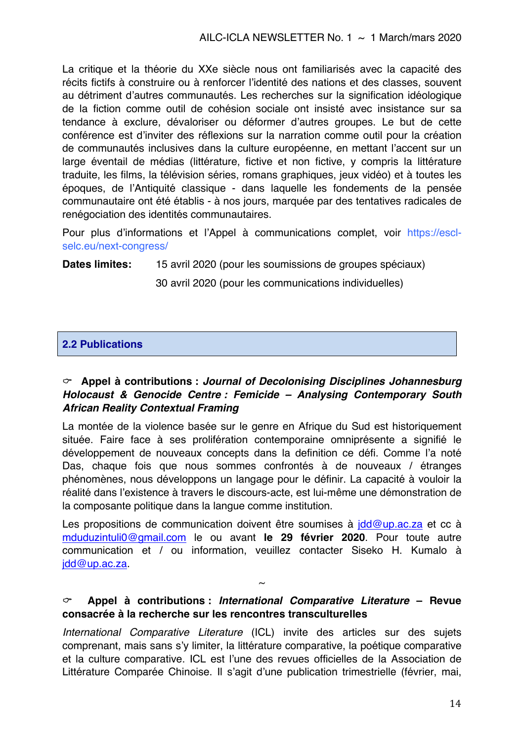La critique et la théorie du XXe siècle nous ont familiarisés avec la capacité des récits fictifs à construire ou à renforcer l'identité des nations et des classes, souvent au détriment d'autres communautés. Les recherches sur la signification idéologique de la fiction comme outil de cohésion sociale ont insisté avec insistance sur sa tendance à exclure, dévaloriser ou déformer d'autres groupes. Le but de cette conférence est d'inviter des réflexions sur la narration comme outil pour la création de communautés inclusives dans la culture européenne, en mettant l'accent sur un large éventail de médias (littérature, fictive et non fictive, y compris la littérature traduite, les films, la télévision séries, romans graphiques, jeux vidéo) et à toutes les époques, de l'Antiquité classique - dans laquelle les fondements de la pensée communautaire ont été établis - à nos jours, marquée par des tentatives radicales de renégociation des identités communautaires.

Pour plus d'informations et l'Appel à communications complet, voir https://escl-selc.eu/next-congress/

**Dates limites:** 15 avril 2020 (pour les soumissions de groupes spéciaux)

30 avril 2020 (pour les communications individuelles)

## 2.2 Publications

### ☞ Appel à contributions : *Journal of Decolonising Disciplines Johannesburg Holocaust & Genocide Centre : Femicide – Analysing Contemporary South African Reality Contextual Framing*

La montée de la violence basée sur le genre en Afrique du Sud est historiquement située. Faire face à ses prolifération contemporaine omniprésente a signifié le développement de nouveaux concepts dans la definition ce défi. Comme l'a noté Das, chaque fois que nous sommes confrontés à de nouveaux / étranges phénomènes, nous développons un langage pour le définir. La capacité à vouloir la réalité dans l'existence à travers le discours-acte, est lui-même une démonstration de la composante politique dans la langue comme institution.

Les propositions de communication doivent être soumises à jdd@up.ac.za et cc à mduduzintuli0@gmail.com le ou avant **le 29 février 2020**. Pour toute autre communication et / ou information, veuillez contacter Siseko H. Kumalo à jdd@up.ac.za.

~

### ☞ Appel à contributions : *International Comparative Literature* – Revue consacrée à la recherche sur les rencontres transculturelles

*International Comparative Literature* (ICL) invite des articles sur des sujets comprenant, mais sans s'y limiter, la littérature comparative, la poétique comparative et la culture comparative. ICL est l'une des revues officielles de la Association de Littérature Comparée Chinoise. Il s'agit d'une publication trimestrielle (février, mai,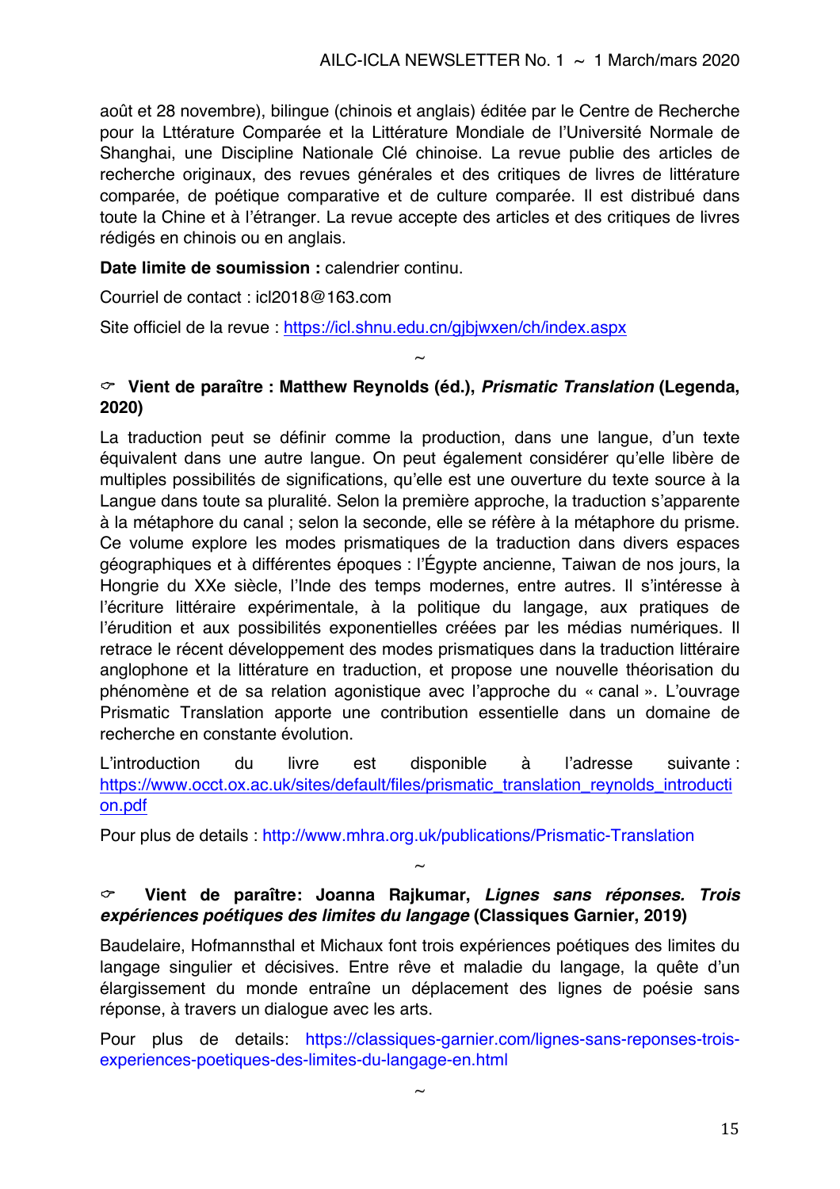août et 28 novembre), bilingue (chinois et anglais) éditée par le Centre de Recherche pour la Lttérature Comparée et la Littérature Mondiale de l'Université Normale de Shanghai, une Discipline Nationale Clé chinoise. La revue publie des articles de recherche originaux, des revues générales et des critiques de livres de littérature comparée, de poétique comparative et de culture comparée. Il est distribué dans toute la Chine et à l'étranger. La revue accepte des articles et des critiques de livres rédigés en chinois ou en anglais.

**Date limite de soumission :** calendrier continu.

Courriel de contact : icl2018@163.com

Site officiel de la revue : https://icl.shnu.edu.cn/gjbjwxen/ch/index.aspx

~

### ☞ Vient de paraître : Matthew Reynolds (éd.), *Prismatic Translation* (Legenda, 2020)

La traduction peut se définir comme la production, dans une langue, d'un texte équivalent dans une autre langue. On peut également considérer qu'elle libère de multiples possibilités de significations, qu'elle est une ouverture du texte source à la Langue dans toute sa pluralité. Selon la première approche, la traduction s'apparente à la métaphore du canal ; selon la seconde, elle se réfère à la métaphore du prisme. Ce volume explore les modes prismatiques de la traduction dans divers espaces géographiques et à différentes époques : l'Égypte ancienne, Taiwan de nos jours, la Hongrie du XXe siècle, l'Inde des temps modernes, entre autres. Il s'intéresse à l'écriture littéraire expérimentale, à la politique du langage, aux pratiques de l'érudition et aux possibilités exponentielles créées par les médias numériques. Il retrace le récent développement des modes prismatiques dans la traduction littéraire anglophone et la littérature en traduction, et propose une nouvelle théorisation du phénomène et de sa relation agonistique avec l'approche du « canal ». L'ouvrage Prismatic Translation apporte une contribution essentielle dans un domaine de recherche en constante évolution.

L'introduction du livre est disponible à l'adresse suivante : https://www.occt.ox.ac.uk/sites/default/files/prismatic_translation_reynolds_introduction.pdf

Pour plus de details : http://www.mhra.org.uk/publications/Prismatic-Translation

~

### ☞ Vient de paraître: Joanna Rajkumar, *Lignes sans réponses. Trois expériences poétiques des limites du langage* (Classiques Garnier, 2019)

Baudelaire, Hofmannsthal et Michaux font trois expériences poétiques des limites du langage singulier et décisives. Entre rêve et maladie du langage, la quête d'un élargissement du monde entraîne un déplacement des lignes de poésie sans réponse, à travers un dialogue avec les arts.

Pour plus de details: https://classiques-garnier.com/lignes-sans-reponses-trois-experiences-poetiques-des-limites-du-langage-en.html

~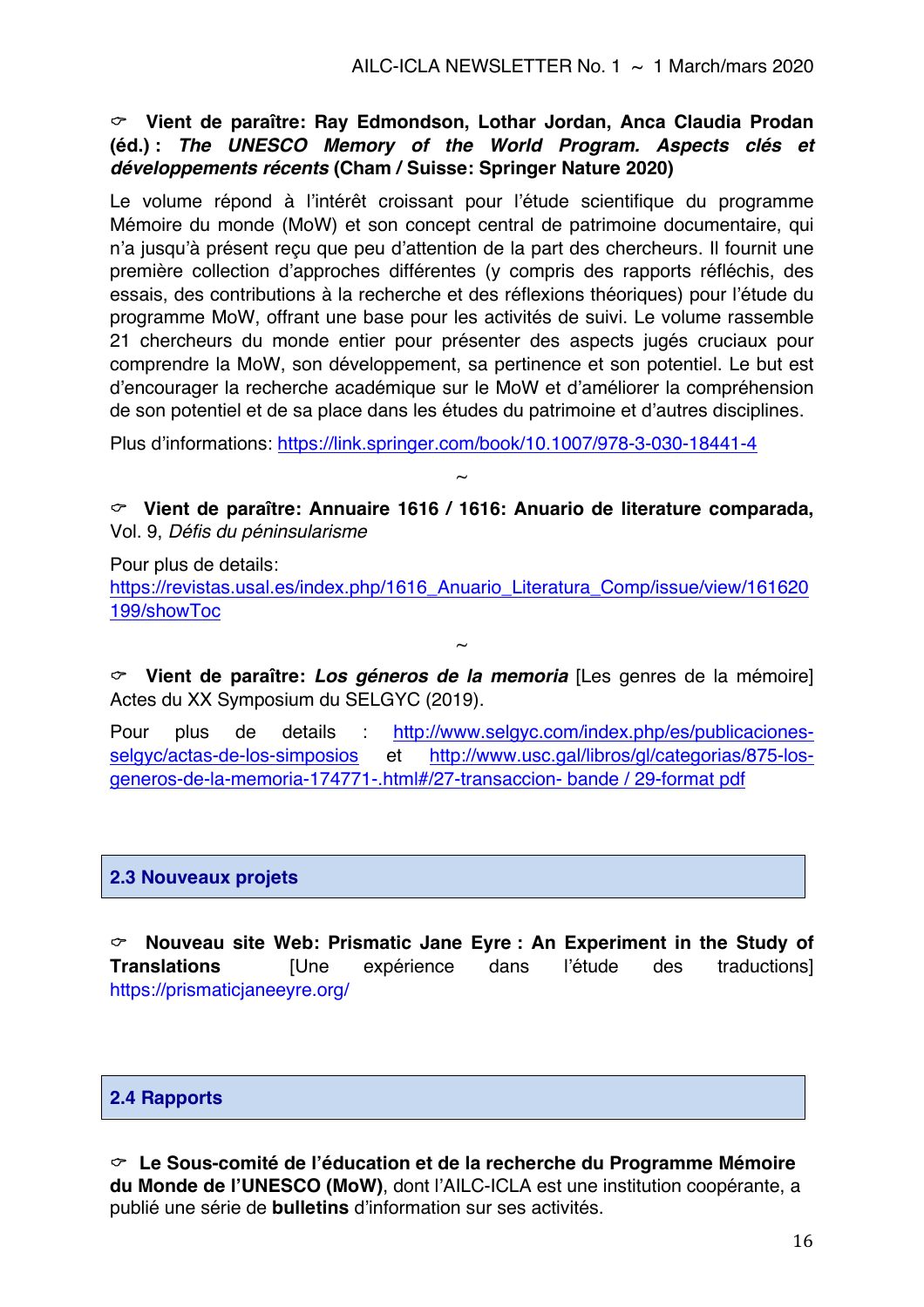☞ **Vient de paraître: Ray Edmondson, Lothar Jordan, Anca Claudia Prodan (éd.) :** ***The UNESCO Memory of the World Program. Aspects clés et développements récents*** **(Cham / Suisse: Springer Nature 2020)**

Le volume répond à l'intérêt croissant pour l'étude scientifique du programme Mémoire du monde (MoW) et son concept central de patrimoine documentaire, qui n'a jusqu'à présent reçu que peu d'attention de la part des chercheurs. Il fournit une première collection d'approches différentes (y compris des rapports réfléchis, des essais, des contributions à la recherche et des réflexions théoriques) pour l'étude du programme MoW, offrant une base pour les activités de suivi. Le volume rassemble 21 chercheurs du monde entier pour présenter des aspects jugés cruciaux pour comprendre la MoW, son développement, sa pertinence et son potentiel. Le but est d'encourager la recherche académique sur le MoW et d'améliorer la compréhension de son potentiel et de sa place dans les études du patrimoine et d'autres disciplines.

Plus d'informations: https://link.springer.com/book/10.1007/978-3-030-18441-4

~

☞ **Vient de paraître: Annuaire 1616 / 1616: Anuario de literature comparada,** Vol. 9, *Défis du péninsularisme*

Pour plus de details:
https://revistas.usal.es/index.php/1616_Anuario_Literatura_Comp/issue/view/161620199/showToc

~

☞ **Vient de paraître:** ***Los géneros de la memoria*** [Les genres de la mémoire] Actes du XX Symposium du SELGYC (2019).

Pour plus de details : http://www.selgyc.com/index.php/es/publicaciones-selgyc/actas-de-los-simposios et http://www.usc.gal/libros/gl/categorias/875-los-generos-de-la-memoria-174771-.html#/27-transaccion- bande / 29-format pdf

## 2.3 Nouveaux projets

☞ **Nouveau site Web: Prismatic Jane Eyre : An Experiment in the Study of Translations** [Une expérience dans l'étude des traductions] https://prismaticjaneeyre.org/

## 2.4 Rapports

☞ **Le Sous-comité de l'éducation et de la recherche du Programme Mémoire du Monde de l'UNESCO (MoW)**, dont l'AILC-ICLA est une institution coopérante, a publié une série de **bulletins** d'information sur ses activités.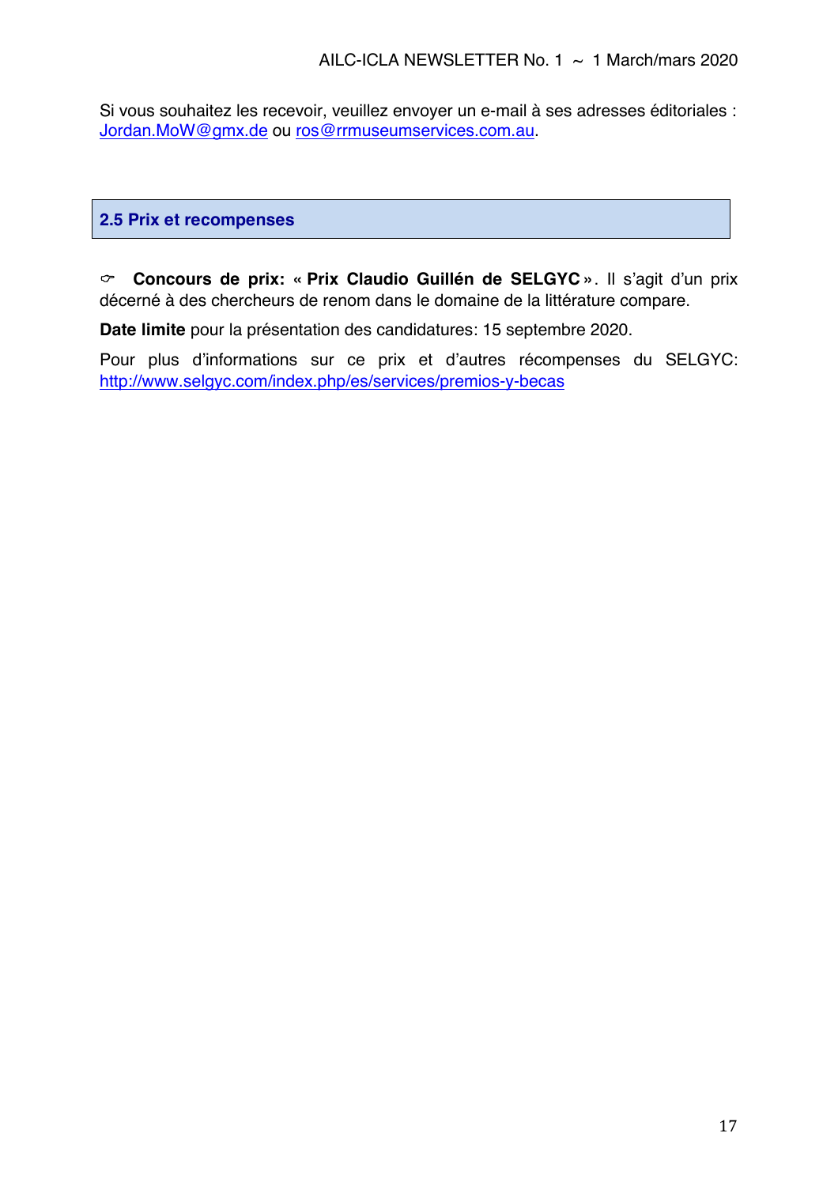Si vous souhaitez les recevoir, veuillez envoyer un e-mail à ses adresses éditoriales : Jordan.MoW@gmx.de ou ros@rrmuseumservices.com.au.

## 2.5 Prix et recompenses

☞ **Concours de prix: « Prix Claudio Guillén de SELGYC »**. Il s'agit d'un prix décerné à des chercheurs de renom dans le domaine de la littérature compare.

**Date limite** pour la présentation des candidatures: 15 septembre 2020.

Pour plus d'informations sur ce prix et d'autres récompenses du SELGYC: http://www.selgyc.com/index.php/es/services/premios-y-becas